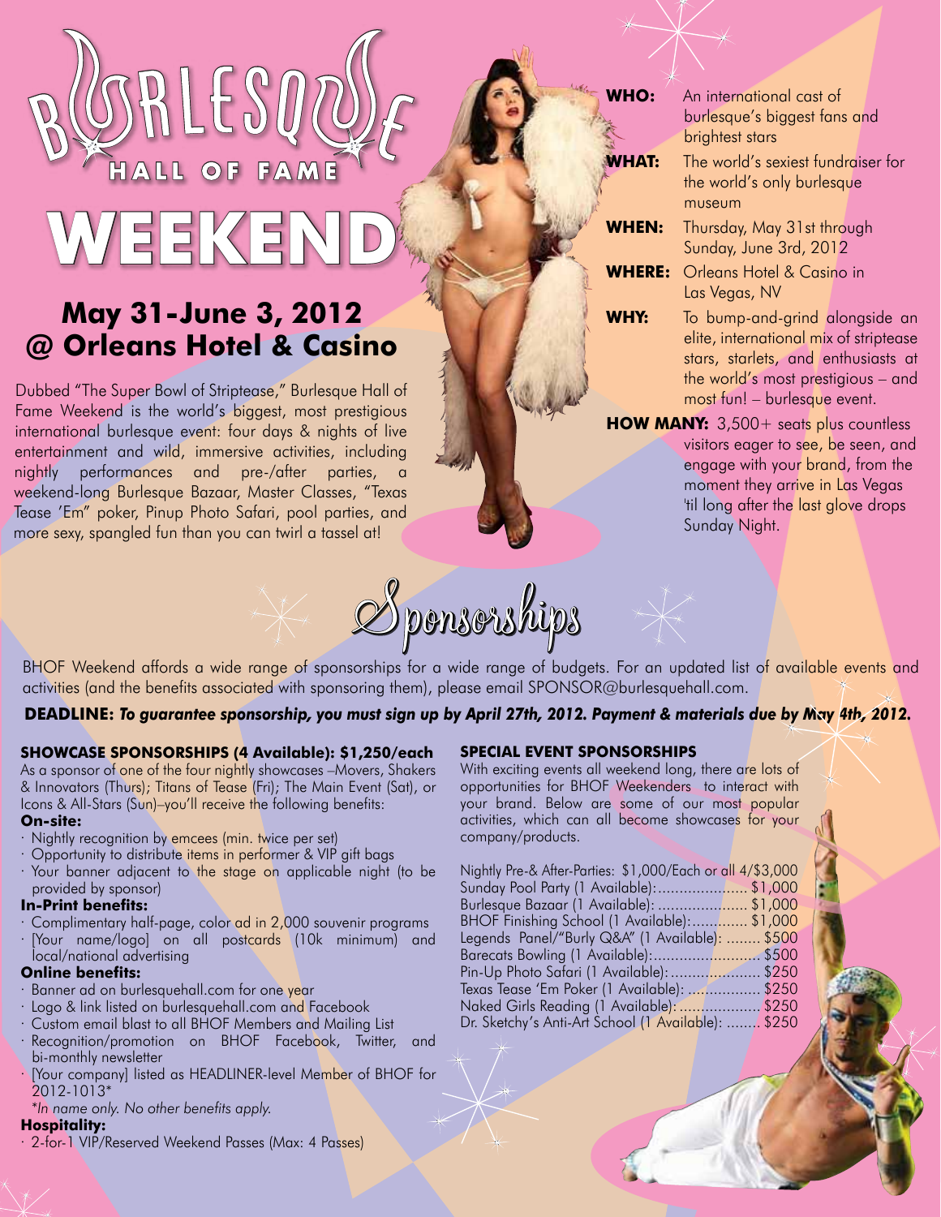# BURLESQUE HALL OF FAME WEEKEND

## May 31-June 3, 2012 @ Orleans Hotel & Casino

Dubbed "The Super Bowl of Striptease," Burlesque Hall of Fame Weekend is the world's biggest, most prestigious international burlesque event: four days & nights of live entertainment and wild, immersive activities, including nightly performances and pre-/after parties, a weekend-long Burlesque Bazaar, Master Classes, "Texas Tease 'Em" poker, Pinup Photo Safari, pool parties, and more sexy, spangled fun than you can twirl a tassel at!

**WHO:** An international cast of burlesque's biggest fans and brightest stars

**WHAT:** The world's sexiest fundraiser for the world's only burlesque museum

**WHEN:** Thursday, May 31st through Sunday, June 3rd, 2012

**WHERE:** Orleans Hotel & Casino in Las Vegas, NV

**WHY:** To bump-and-grind alongside an elite, international mix of striptease stars, starlets, and enthusiasts at the world's most prestigious – and most fun! – burlesque event.

**HOW MANY:** 3,500+ seats plus countless visitors eager to see, be seen, and engage with your brand, from the moment they arrive in Las Vegas 'til long after the last glove drops Sunday Night.

## Sponsorships

BHOF Weekend affords a wide range of sponsorships for a wide range of budgets. For an updated list of available events and activities (and the benefits associated with sponsoring them), please email SPONSOR@burlesquehall.com.

**DEADLINE:** ***To guarantee sponsorship, you must sign up by April 27th, 2012. Payment & materials due by May 4th, 2012.***

### SHOWCASE SPONSORSHIPS (4 Available): $1,250/each

As a sponsor of one of the four nightly showcases –Movers, Shakers & Innovators (Thurs); Titans of Tease (Fri); The Main Event (Sat), or Icons & All-Stars (Sun)–you'll receive the following benefits:

**On-site:**
- Nightly recognition by emcees (min. twice per set)
- Opportunity to distribute items in performer & VIP gift bags
- Your banner adjacent to the stage on applicable night (to be provided by sponsor)

**In-Print benefits:**
- Complimentary half-page, color ad in 2,000 souvenir programs
- [Your name/logo] on all postcards (10k minimum) and local/national advertising

**Online benefits:**
- Banner ad on burlesquehall.com for one year
- Logo & link listed on burlesquehall.com and Facebook
- Custom email blast to all BHOF Members and Mailing List
- Recognition/promotion on BHOF Facebook, Twitter, and bi-monthly newsletter
- [Your company] listed as HEADLINER-level Member of BHOF for 2012-1013*

*In name only. No other benefits apply.*

**Hospitality:**
- 2-for-1 VIP/Reserved Weekend Passes (Max: 4 Passes)

### SPECIAL EVENT SPONSORSHIPS

With exciting events all weekend long, there are lots of opportunities for BHOF Weekenders to interact with your brand. Below are some of our most popular activities, which can all become showcases for your company/products.

Nightly Pre-& After-Parties: $1,000/Each or all 4/$3,000
Sunday Pool Party (1 Available): $1,000
Burlesque Bazaar (1 Available): $1,000
BHOF Finishing School (1 Available): $1,000
Legends Panel/"Burly Q&A" (1 Available): $500
Barecats Bowling (1 Available): $500
Pin-Up Photo Safari (1 Available): $250
Texas Tease 'Em Poker (1 Available): $250
Naked Girls Reading (1 Available): $250
Dr. Sketchy's Anti-Art School (1 Available): $250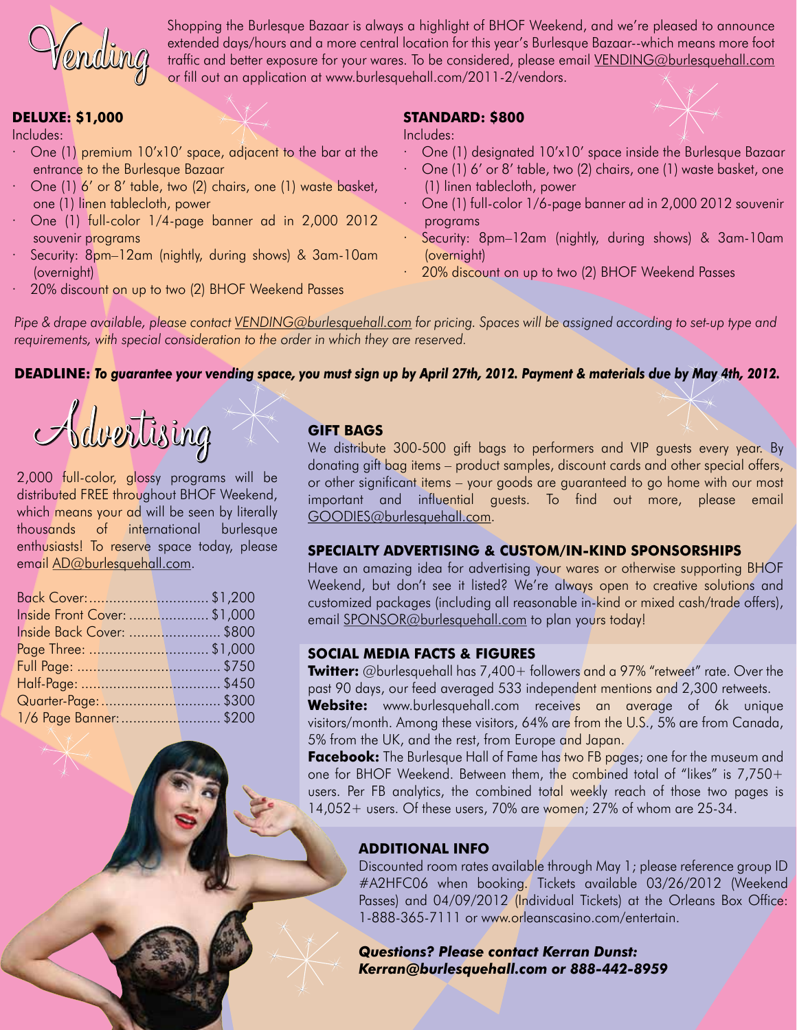# Vending

Shopping the Burlesque Bazaar is always a highlight of BHOF Weekend, and we're pleased to announce extended days/hours and a more central location for this year's Burlesque Bazaar--which means more foot traffic and better exposure for your wares. To be considered, please email VENDING@burlesquehall.com or fill out an application at www.burlesquehall.com/2011-2/vendors.

**DELUXE: $1,000**

Includes:

- One (1) premium 10'x10' space, adjacent to the bar at the entrance to the Burlesque Bazaar
- One (1) 6' or 8' table, two (2) chairs, one (1) waste basket, one (1) linen tablecloth, power
- One (1) full-color 1/4-page banner ad in 2,000 2012 souvenir programs
- Security: 8pm–12am (nightly, during shows) & 3am-10am (overnight)
- 20% discount on up to two (2) BHOF Weekend Passes

**STANDARD: $800**

Includes:

- One (1) designated 10'x10' space inside the Burlesque Bazaar
- One (1) 6' or 8' table, two (2) chairs, one (1) waste basket, one (1) linen tablecloth, power
- One (1) full-color 1/6-page banner ad in 2,000 2012 souvenir programs
- Security: 8pm–12am (nightly, during shows) & 3am-10am (overnight)
- 20% discount on up to two (2) BHOF Weekend Passes

*Pipe & drape available, please contact VENDING@burlesquehall.com for pricing. Spaces will be assigned according to set-up type and requirements, with special consideration to the order in which they are reserved.*

**DEADLINE:** ***To guarantee your vending space, you must sign up by April 27th, 2012. Payment & materials due by May 4th, 2012.***

# Advertising

2,000 full-color, glossy programs will be distributed FREE throughout BHOF Weekend, which means your ad will be seen by literally thousands of international burlesque enthusiasts! To reserve space today, please email AD@burlesquehall.com.

| | |
|---|---|
| Back Cover: | $1,200 |
| Inside Front Cover: | $1,000 |
| Inside Back Cover: | $800 |
| Page Three: | $1,000 |
| Full Page: | $750 |
| Half-Page: | $450 |
| Quarter-Page: | $300 |
| 1/6 Page Banner: | $200 |

**GIFT BAGS**

We distribute 300-500 gift bags to performers and VIP guests every year. By donating gift bag items – product samples, discount cards and other special offers, or other significant items – your goods are guaranteed to go home with our most important and influential guests. To find out more, please email GOODIES@burlesquehall.com.

**SPECIALTY ADVERTISING & CUSTOM/IN-KIND SPONSORSHIPS**

Have an amazing idea for advertising your wares or otherwise supporting BHOF Weekend, but don't see it listed? We're always open to creative solutions and customized packages (including all reasonable in-kind or mixed cash/trade offers), email SPONSOR@burlesquehall.com to plan yours today!

**SOCIAL MEDIA FACTS & FIGURES**

**Twitter:** @burlesquehall has 7,400+ followers and a 97% "retweet" rate. Over the past 90 days, our feed averaged 533 independent mentions and 2,300 retweets.

**Website:** www.burlesquehall.com receives an average of 6k unique visitors/month. Among these visitors, 64% are from the U.S., 5% are from Canada, 5% from the UK, and the rest, from Europe and Japan.

**Facebook:** The Burlesque Hall of Fame has two FB pages; one for the museum and one for BHOF Weekend. Between them, the combined total of "likes" is 7,750+ users. Per FB analytics, the combined total weekly reach of those two pages is 14,052+ users. Of these users, 70% are women; 27% of whom are 25-34.

**ADDITIONAL INFO**

Discounted room rates available through May 1; please reference group ID #A2HFC06 when booking. Tickets available 03/26/2012 (Weekend Passes) and 04/09/2012 (Individual Tickets) at the Orleans Box Office: 1-888-365-7111 or www.orleanscasino.com/entertain.

***Questions? Please contact Kerran Dunst: Kerran@burlesquehall.com or 888-442-8959***